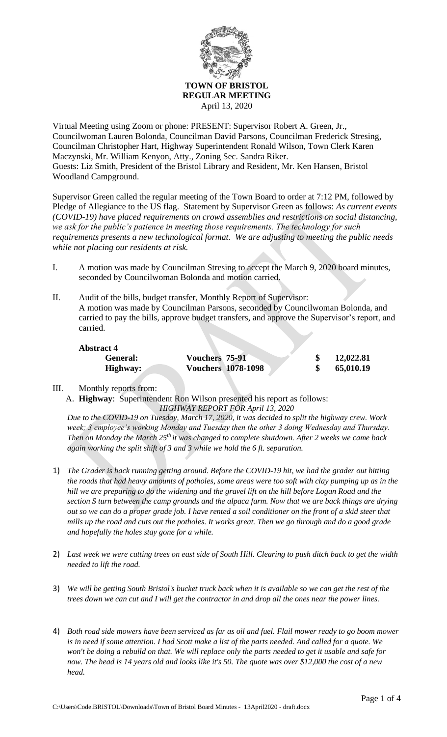**TOWN OF BRISTOL**
**REGULAR MEETING**
April 13, 2020

Virtual Meeting using Zoom or phone: PRESENT: Supervisor Robert A. Green, Jr., Councilwoman Lauren Bolonda, Councilman David Parsons, Councilman Frederick Stresing, Councilman Christopher Hart, Highway Superintendent Ronald Wilson, Town Clerk Karen Maczynski, Mr. William Kenyon, Atty., Zoning Sec. Sandra Riker.
Guests: Liz Smith, President of the Bristol Library and Resident, Mr. Ken Hansen, Bristol Woodland Campground.

Supervisor Green called the regular meeting of the Town Board to order at 7:12 PM, followed by Pledge of Allegiance to the US flag. Statement by Supervisor Green as follows: *As current events (COVID-19) have placed requirements on crowd assemblies and restrictions on social distancing, we ask for the public's patience in meeting those requirements. The technology for such requirements presents a new technological format. We are adjusting to meeting the public needs while not placing our residents at risk.*

I. A motion was made by Councilman Stresing to accept the March 9, 2020 board minutes, seconded by Councilwoman Bolonda and motion carried.

II. Audit of the bills, budget transfer, Monthly Report of Supervisor:
A motion was made by Councilman Parsons, seconded by Councilwoman Bolonda, and carried to pay the bills, approve budget transfers, and approve the Supervisor's report, and carried.

**Abstract 4**

| | | | |
|---|---|---|---|
| **General:** | **Vouchers 75-91** | **$** | **12,022.81** |
| **Highway:** | **Vouchers 1078-1098** | **$** | **65,010.19** |

III. Monthly reports from:

A. **Highway**: Superintendent Ron Wilson presented his report as follows:

*HIGHWAY REPORT FOR April 13, 2020*

*Due to the COVID-19 on Tuesday, March 17, 2020, it was decided to split the highway crew. Work week; 3 employee's working Monday and Tuesday then the other 3 doing Wednesday and Thursday. Then on Monday the March 25th it was changed to complete shutdown. After 2 weeks we came back again working the split shift of 3 and 3 while we hold the 6 ft. separation.*

1) *The Grader is back running getting around. Before the COVID-19 hit, we had the grader out hitting the roads that had heavy amounts of potholes, some areas were too soft with clay pumping up as in the hill we are preparing to do the widening and the gravel lift on the hill before Logan Road and the section S turn between the camp grounds and the alpaca farm. Now that we are back things are drying out so we can do a proper grade job. I have rented a soil conditioner on the front of a skid steer that mills up the road and cuts out the potholes. It works great. Then we go through and do a good grade and hopefully the holes stay gone for a while.*

2) *Last week we were cutting trees on east side of South Hill. Clearing to push ditch back to get the width needed to lift the road.*

3) *We will be getting South Bristol's bucket truck back when it is available so we can get the rest of the trees down we can cut and I will get the contractor in and drop all the ones near the power lines.*

4) *Both road side mowers have been serviced as far as oil and fuel. Flail mower ready to go boom mower is in need if some attention. I had Scott make a list of the parts needed. And called for a quote. We won't be doing a rebuild on that. We will replace only the parts needed to get it usable and safe for now. The head is 14 years old and looks like it's 50. The quote was over $12,000 the cost of a new head.*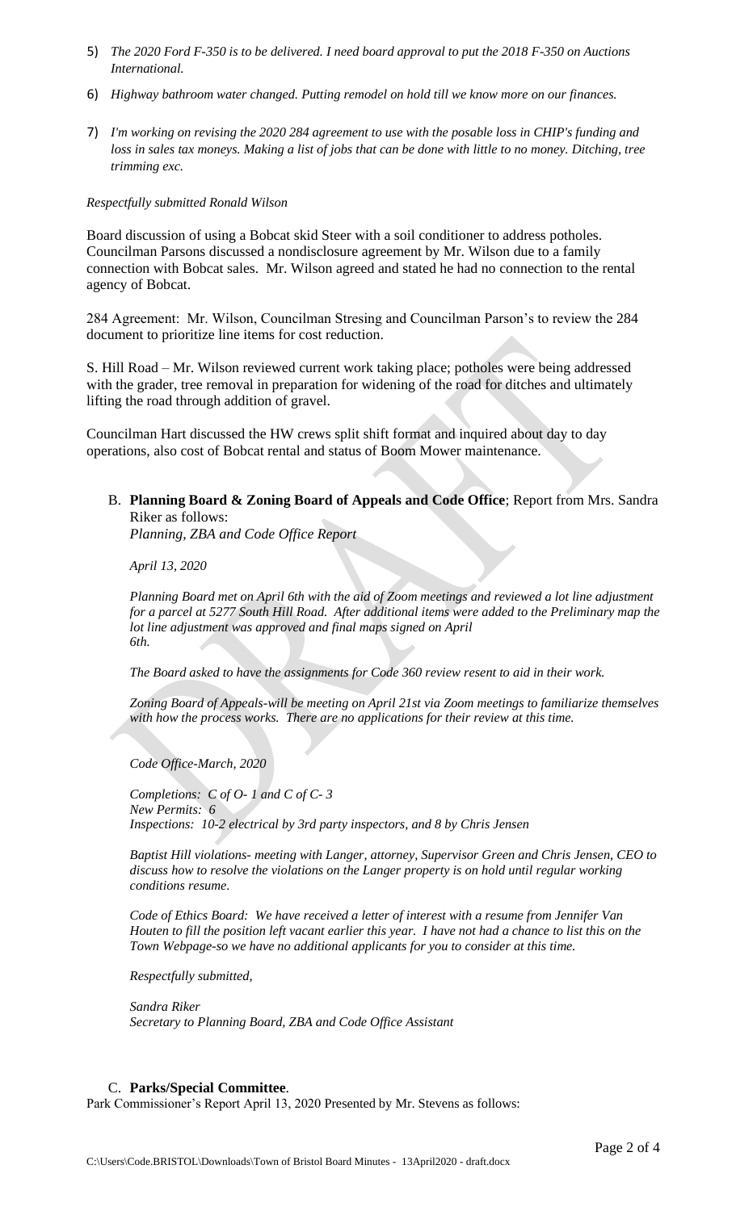5) *The 2020 Ford F-350 is to be delivered. I need board approval to put the 2018 F-350 on Auctions International.*

6) *Highway bathroom water changed. Putting remodel on hold till we know more on our finances.*

7) *I'm working on revising the 2020 284 agreement to use with the posable loss in CHIP's funding and loss in sales tax moneys. Making a list of jobs that can be done with little to no money. Ditching, tree trimming exc.*

*Respectfully submitted Ronald Wilson*

Board discussion of using a Bobcat skid Steer with a soil conditioner to address potholes. Councilman Parsons discussed a nondisclosure agreement by Mr. Wilson due to a family connection with Bobcat sales. Mr. Wilson agreed and stated he had no connection to the rental agency of Bobcat.

284 Agreement: Mr. Wilson, Councilman Stresing and Councilman Parson's to review the 284 document to prioritize line items for cost reduction.

S. Hill Road – Mr. Wilson reviewed current work taking place; potholes were being addressed with the grader, tree removal in preparation for widening of the road for ditches and ultimately lifting the road through addition of gravel.

Councilman Hart discussed the HW crews split shift format and inquired about day to day operations, also cost of Bobcat rental and status of Boom Mower maintenance.

B. **Planning Board & Zoning Board of Appeals and Code Office**; Report from Mrs. Sandra Riker as follows:
*Planning, ZBA and Code Office Report*

*April 13, 2020*

*Planning Board met on April 6th with the aid of Zoom meetings and reviewed a lot line adjustment for a parcel at 5277 South Hill Road. After additional items were added to the Preliminary map the lot line adjustment was approved and final maps signed on April 6th.*

*The Board asked to have the assignments for Code 360 review resent to aid in their work.*

*Zoning Board of Appeals-will be meeting on April 21st via Zoom meetings to familiarize themselves with how the process works. There are no applications for their review at this time.*

*Code Office-March, 2020*

*Completions: C of O- 1 and C of C- 3*
*New Permits: 6*
*Inspections: 10-2 electrical by 3rd party inspectors, and 8 by Chris Jensen*

*Baptist Hill violations- meeting with Langer, attorney, Supervisor Green and Chris Jensen, CEO to discuss how to resolve the violations on the Langer property is on hold until regular working conditions resume.*

*Code of Ethics Board: We have received a letter of interest with a resume from Jennifer Van Houten to fill the position left vacant earlier this year. I have not had a chance to list this on the Town Webpage-so we have no additional applicants for you to consider at this time.*

*Respectfully submitted,*

*Sandra Riker*
*Secretary to Planning Board, ZBA and Code Office Assistant*

C. **Parks/Special Committee**.

Park Commissioner's Report April 13, 2020 Presented by Mr. Stevens as follows: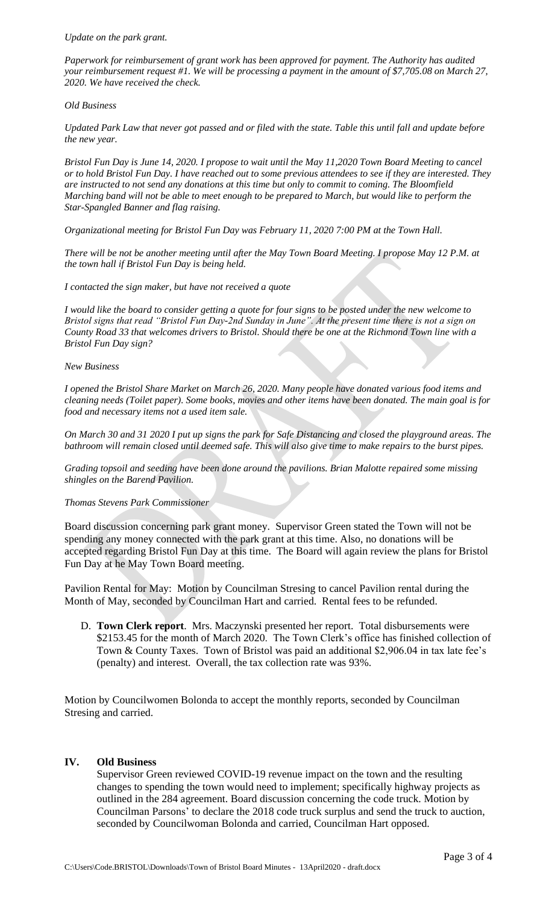*Update on the park grant.*

*Paperwork for reimbursement of grant work has been approved for payment. The Authority has audited your reimbursement request #1. We will be processing a payment in the amount of $7,705.08 on March 27, 2020. We have received the check.*

*Old Business*

*Updated Park Law that never got passed and or filed with the state. Table this until fall and update before the new year.*

*Bristol Fun Day is June 14, 2020. I propose to wait until the May 11,2020 Town Board Meeting to cancel or to hold Bristol Fun Day. I have reached out to some previous attendees to see if they are interested. They are instructed to not send any donations at this time but only to commit to coming. The Bloomfield Marching band will not be able to meet enough to be prepared to March, but would like to perform the Star-Spangled Banner and flag raising.*

*Organizational meeting for Bristol Fun Day was February 11, 2020 7:00 PM at the Town Hall.*

*There will be not be another meeting until after the May Town Board Meeting. I propose May 12 P.M. at the town hall if Bristol Fun Day is being held.*

*I contacted the sign maker, but have not received a quote*

*I would like the board to consider getting a quote for four signs to be posted under the new welcome to Bristol signs that read "Bristol Fun Day-2nd Sunday in June". At the present time there is not a sign on County Road 33 that welcomes drivers to Bristol. Should there be one at the Richmond Town line with a Bristol Fun Day sign?*

*New Business*

*I opened the Bristol Share Market on March 26, 2020. Many people have donated various food items and cleaning needs (Toilet paper). Some books, movies and other items have been donated. The main goal is for food and necessary items not a used item sale.*

*On March 30 and 31 2020 I put up signs the park for Safe Distancing and closed the playground areas. The bathroom will remain closed until deemed safe. This will also give time to make repairs to the burst pipes.*

*Grading topsoil and seeding have been done around the pavilions. Brian Malotte repaired some missing shingles on the Barend Pavilion.*

*Thomas Stevens Park Commissioner*

Board discussion concerning park grant money. Supervisor Green stated the Town will not be spending any money connected with the park grant at this time. Also, no donations will be accepted regarding Bristol Fun Day at this time. The Board will again review the plans for Bristol Fun Day at he May Town Board meeting.

Pavilion Rental for May: Motion by Councilman Stresing to cancel Pavilion rental during the Month of May, seconded by Councilman Hart and carried. Rental fees to be refunded.

D. **Town Clerk report**. Mrs. Maczynski presented her report. Total disbursements were $2153.45 for the month of March 2020. The Town Clerk's office has finished collection of Town & County Taxes. Town of Bristol was paid an additional $2,906.04 in tax late fee's (penalty) and interest. Overall, the tax collection rate was 93%.

Motion by Councilwomen Bolonda to accept the monthly reports, seconded by Councilman Stresing and carried.

## IV. Old Business

Supervisor Green reviewed COVID-19 revenue impact on the town and the resulting changes to spending the town would need to implement; specifically highway projects as outlined in the 284 agreement. Board discussion concerning the code truck. Motion by Councilman Parsons' to declare the 2018 code truck surplus and send the truck to auction, seconded by Councilwoman Bolonda and carried, Councilman Hart opposed.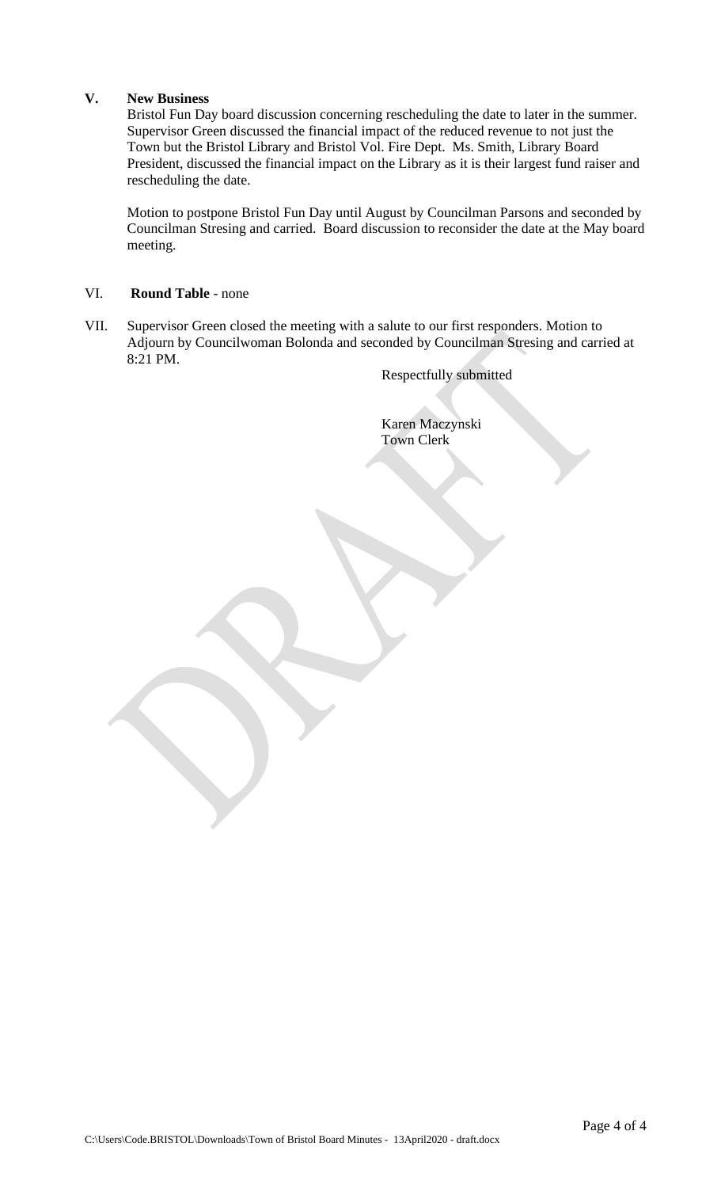## V. New Business

Bristol Fun Day board discussion concerning rescheduling the date to later in the summer. Supervisor Green discussed the financial impact of the reduced revenue to not just the Town but the Bristol Library and Bristol Vol. Fire Dept. Ms. Smith, Library Board President, discussed the financial impact on the Library as it is their largest fund raiser and rescheduling the date.

Motion to postpone Bristol Fun Day until August by Councilman Parsons and seconded by Councilman Stresing and carried. Board discussion to reconsider the date at the May board meeting.

VI. **Round Table** - none

VII. Supervisor Green closed the meeting with a salute to our first responders. Motion to Adjourn by Councilwoman Bolonda and seconded by Councilman Stresing and carried at 8:21 PM.

Respectfully submitted

Karen Maczynski
Town Clerk

DRAFT

C:\Users\Code.BRISTOL\Downloads\Town of Bristol Board Minutes - 13April2020 - draft.docx